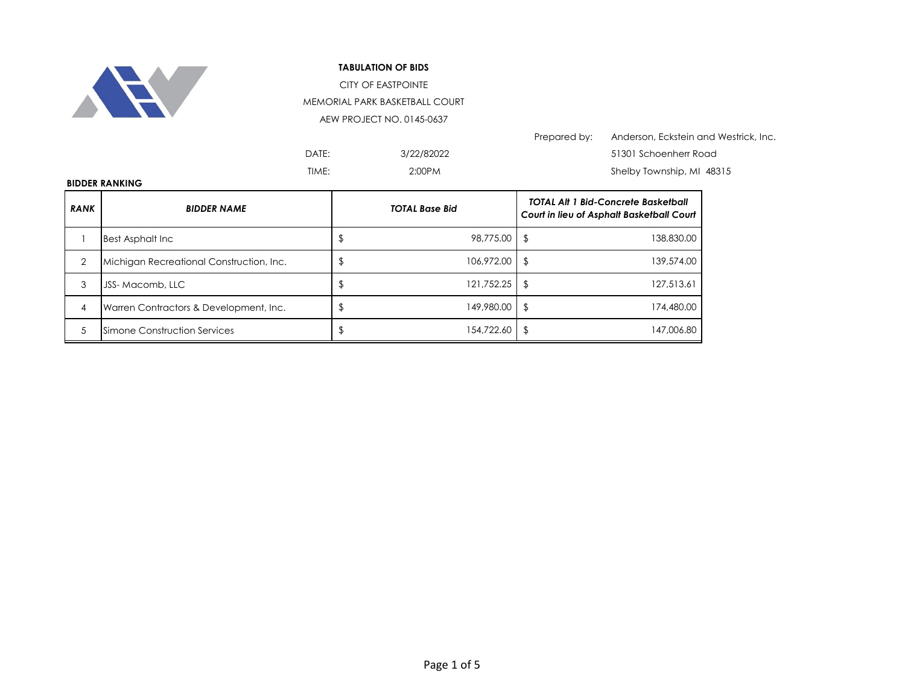**TABULATION OF BIDS**

CITY OF EASTPOINTE

MEMORIAL PARK BASKETBALL COURT

AEW PROJECT NO. 0145-0637

Prepared by: Anderson, Eckstein and Westrick, Inc.
51301 Schoenherr Road
Shelby Township, MI 48315

DATE: 3/22/82022

TIME: 2:00PM

**BIDDER RANKING**

| ***RANK*** | ***BIDDER NAME*** | ***TOTAL Base Bid*** | ***TOTAL Alt 1 Bid-Concrete Basketball Court in lieu of Asphalt Basketball Court*** |
|---|---|---|---|
| 1 | Best Asphalt Inc | $ 98,775.00 | $ 138,830.00 |
| 2 | Michigan Recreational Construction, Inc. | $ 106,972.00 | $ 139,574.00 |
| 3 | JSS- Macomb, LLC | $ 121,752.25 | $ 127,513.61 |
| 4 | Warren Contractors & Development, Inc. | $ 149,980.00 | $ 174,480.00 |
| 5 | Simone Construction Services | $ 154,722.60 | $ 147,006.80 |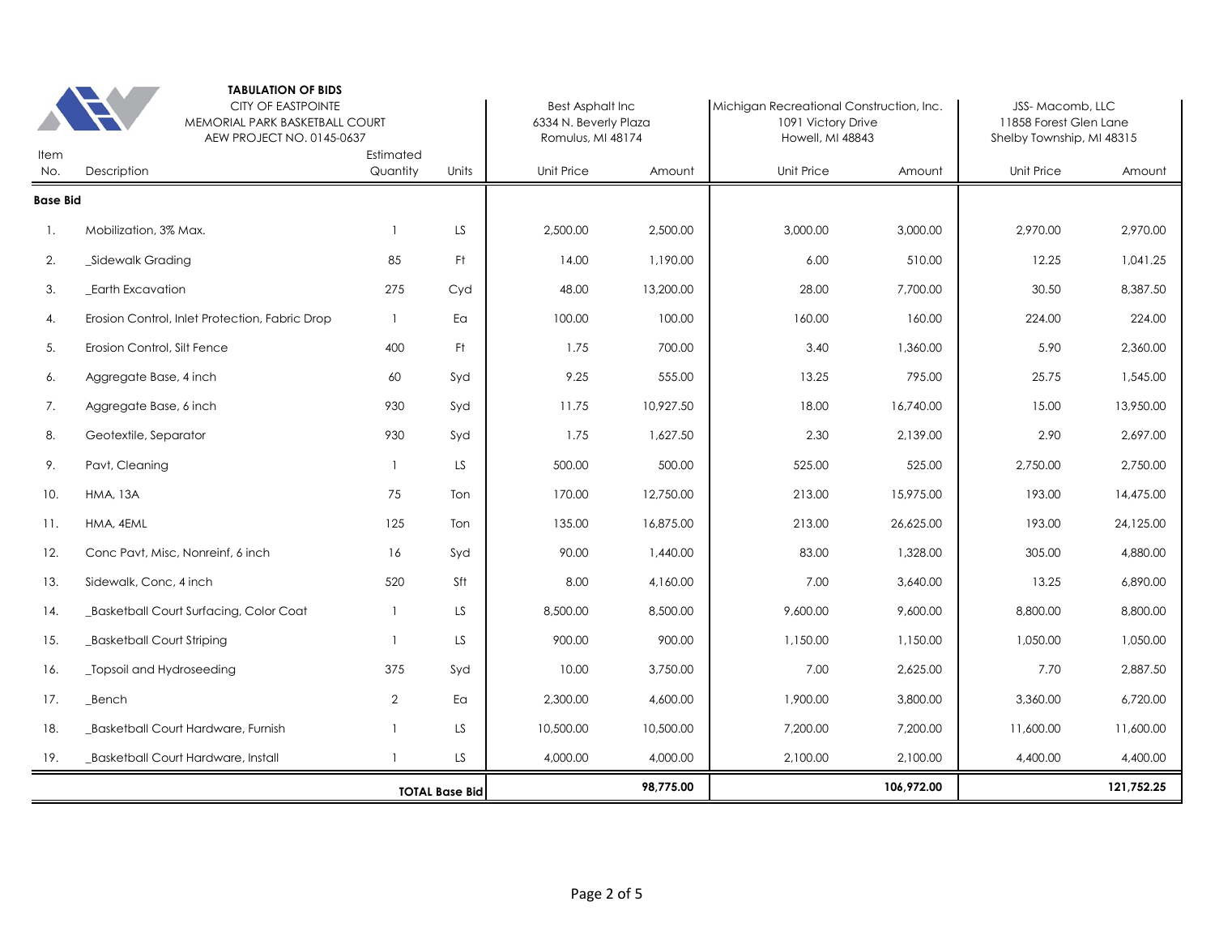**TABULATION OF BIDS**

CITY OF EASTPOINTE
MEMORIAL PARK BASKETBALL COURT
AEW PROJECT NO. 0145-0637

| Item No. | Description | Estimated Quantity | Units | Best Asphalt Inc, 6334 N. Beverly Plaza, Romulus, MI 48174 — Unit Price | Amount | Michigan Recreational Construction, Inc., 1091 Victory Drive, Howell, MI 48843 — Unit Price | Amount | JSS- Macomb, LLC, 11858 Forest Glen Lane, Shelby Township, MI 48315 — Unit Price | Amount |
|---|---|---|---|---|---|---|---|---|---|
| **Base Bid** | | | | | | | | | |
| 1. | Mobilization, 3% Max. | 1 | LS | 2,500.00 | 2,500.00 | 3,000.00 | 3,000.00 | 2,970.00 | 2,970.00 |
| 2. | _Sidewalk Grading | 85 | Ft | 14.00 | 1,190.00 | 6.00 | 510.00 | 12.25 | 1,041.25 |
| 3. | _Earth Excavation | 275 | Cyd | 48.00 | 13,200.00 | 28.00 | 7,700.00 | 30.50 | 8,387.50 |
| 4. | Erosion Control, Inlet Protection, Fabric Drop | 1 | Ea | 100.00 | 100.00 | 160.00 | 160.00 | 224.00 | 224.00 |
| 5. | Erosion Control, Silt Fence | 400 | Ft | 1.75 | 700.00 | 3.40 | 1,360.00 | 5.90 | 2,360.00 |
| 6. | Aggregate Base, 4 inch | 60 | Syd | 9.25 | 555.00 | 13.25 | 795.00 | 25.75 | 1,545.00 |
| 7. | Aggregate Base, 6 inch | 930 | Syd | 11.75 | 10,927.50 | 18.00 | 16,740.00 | 15.00 | 13,950.00 |
| 8. | Geotextile, Separator | 930 | Syd | 1.75 | 1,627.50 | 2.30 | 2,139.00 | 2.90 | 2,697.00 |
| 9. | Pavt, Cleaning | 1 | LS | 500.00 | 500.00 | 525.00 | 525.00 | 2,750.00 | 2,750.00 |
| 10. | HMA, 13A | 75 | Ton | 170.00 | 12,750.00 | 213.00 | 15,975.00 | 193.00 | 14,475.00 |
| 11. | HMA, 4EML | 125 | Ton | 135.00 | 16,875.00 | 213.00 | 26,625.00 | 193.00 | 24,125.00 |
| 12. | Conc Pavt, Misc, Nonreinf, 6 inch | 16 | Syd | 90.00 | 1,440.00 | 83.00 | 1,328.00 | 305.00 | 4,880.00 |
| 13. | Sidewalk, Conc, 4 inch | 520 | Sft | 8.00 | 4,160.00 | 7.00 | 3,640.00 | 13.25 | 6,890.00 |
| 14. | _Basketball Court Surfacing, Color Coat | 1 | LS | 8,500.00 | 8,500.00 | 9,600.00 | 9,600.00 | 8,800.00 | 8,800.00 |
| 15. | _Basketball Court Striping | 1 | LS | 900.00 | 900.00 | 1,150.00 | 1,150.00 | 1,050.00 | 1,050.00 |
| 16. | _Topsoil and Hydroseeding | 375 | Syd | 10.00 | 3,750.00 | 7.00 | 2,625.00 | 7.70 | 2,887.50 |
| 17. | _Bench | 2 | Ea | 2,300.00 | 4,600.00 | 1,900.00 | 3,800.00 | 3,360.00 | 6,720.00 |
| 18. | _Basketball Court Hardware, Furnish | 1 | LS | 10,500.00 | 10,500.00 | 7,200.00 | 7,200.00 | 11,600.00 | 11,600.00 |
| 19. | _Basketball Court Hardware, Install | 1 | LS | 4,000.00 | 4,000.00 | 2,100.00 | 2,100.00 | 4,400.00 | 4,400.00 |
| | | | **TOTAL Base Bid** | | **98,775.00** | | **106,972.00** | | **121,752.25** |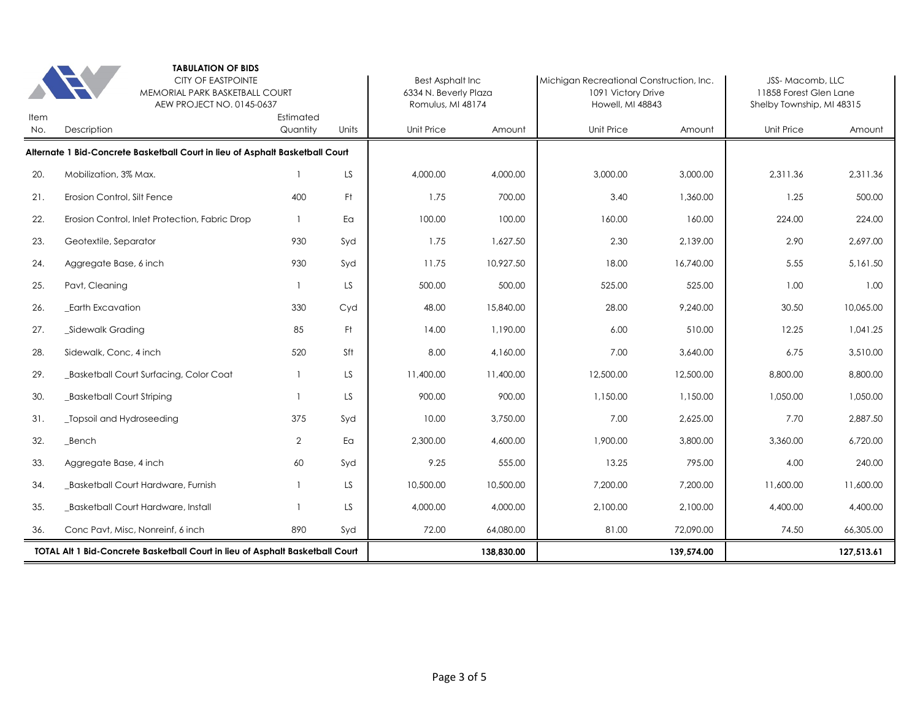**TABULATION OF BIDS**
CITY OF EASTPOINTE
MEMORIAL PARK BASKETBALL COURT
AEW PROJECT NO. 0145-0637

| Item No. | Description | Estimated Quantity | Units | Best Asphalt Inc, 6334 N. Beverly Plaza, Romulus, MI 48174 | | Michigan Recreational Construction, Inc., 1091 Victory Drive, Howell, MI 48843 | | JSS- Macomb, LLC, 11858 Forest Glen Lane, Shelby Township, MI 48315 | |
|---|---|---|---|---|---|---|---|---|---|
| | | | | Unit Price | Amount | Unit Price | Amount | Unit Price | Amount |
| **Alternate 1 Bid-Concrete Basketball Court in lieu of Asphalt Basketball Court** | | | | | | | | | |
| 20. | Mobilization, 3% Max. | 1 | LS | 4,000.00 | 4,000.00 | 3,000.00 | 3,000.00 | 2,311.36 | 2,311.36 |
| 21. | Erosion Control, Silt Fence | 400 | Ft | 1.75 | 700.00 | 3.40 | 1,360.00 | 1.25 | 500.00 |
| 22. | Erosion Control, Inlet Protection, Fabric Drop | 1 | Ea | 100.00 | 100.00 | 160.00 | 160.00 | 224.00 | 224.00 |
| 23. | Geotextile, Separator | 930 | Syd | 1.75 | 1,627.50 | 2.30 | 2,139.00 | 2.90 | 2,697.00 |
| 24. | Aggregate Base, 6 inch | 930 | Syd | 11.75 | 10,927.50 | 18.00 | 16,740.00 | 5.55 | 5,161.50 |
| 25. | Pavt, Cleaning | 1 | LS | 500.00 | 500.00 | 525.00 | 525.00 | 1.00 | 1.00 |
| 26. | _Earth Excavation | 330 | Cyd | 48.00 | 15,840.00 | 28.00 | 9,240.00 | 30.50 | 10,065.00 |
| 27. | _Sidewalk Grading | 85 | Ft | 14.00 | 1,190.00 | 6.00 | 510.00 | 12.25 | 1,041.25 |
| 28. | Sidewalk, Conc, 4 inch | 520 | Sft | 8.00 | 4,160.00 | 7.00 | 3,640.00 | 6.75 | 3,510.00 |
| 29. | _Basketball Court Surfacing, Color Coat | 1 | LS | 11,400.00 | 11,400.00 | 12,500.00 | 12,500.00 | 8,800.00 | 8,800.00 |
| 30. | _Basketball Court Striping | 1 | LS | 900.00 | 900.00 | 1,150.00 | 1,150.00 | 1,050.00 | 1,050.00 |
| 31. | _Topsoil and Hydroseeding | 375 | Syd | 10.00 | 3,750.00 | 7.00 | 2,625.00 | 7.70 | 2,887.50 |
| 32. | _Bench | 2 | Ea | 2,300.00 | 4,600.00 | 1,900.00 | 3,800.00 | 3,360.00 | 6,720.00 |
| 33. | Aggregate Base, 4 inch | 60 | Syd | 9.25 | 555.00 | 13.25 | 795.00 | 4.00 | 240.00 |
| 34. | _Basketball Court Hardware, Furnish | 1 | LS | 10,500.00 | 10,500.00 | 7,200.00 | 7,200.00 | 11,600.00 | 11,600.00 |
| 35. | _Basketball Court Hardware, Install | 1 | LS | 4,000.00 | 4,000.00 | 2,100.00 | 2,100.00 | 4,400.00 | 4,400.00 |
| 36. | Conc Pavt, Misc, Nonreinf, 6 inch | 890 | Syd | 72.00 | 64,080.00 | 81.00 | 72,090.00 | 74.50 | 66,305.00 |
| **TOTAL Alt 1 Bid-Concrete Basketball Court in lieu of Asphalt Basketball Court** | | | | | **138,830.00** | | **139,574.00** | | **127,513.61** |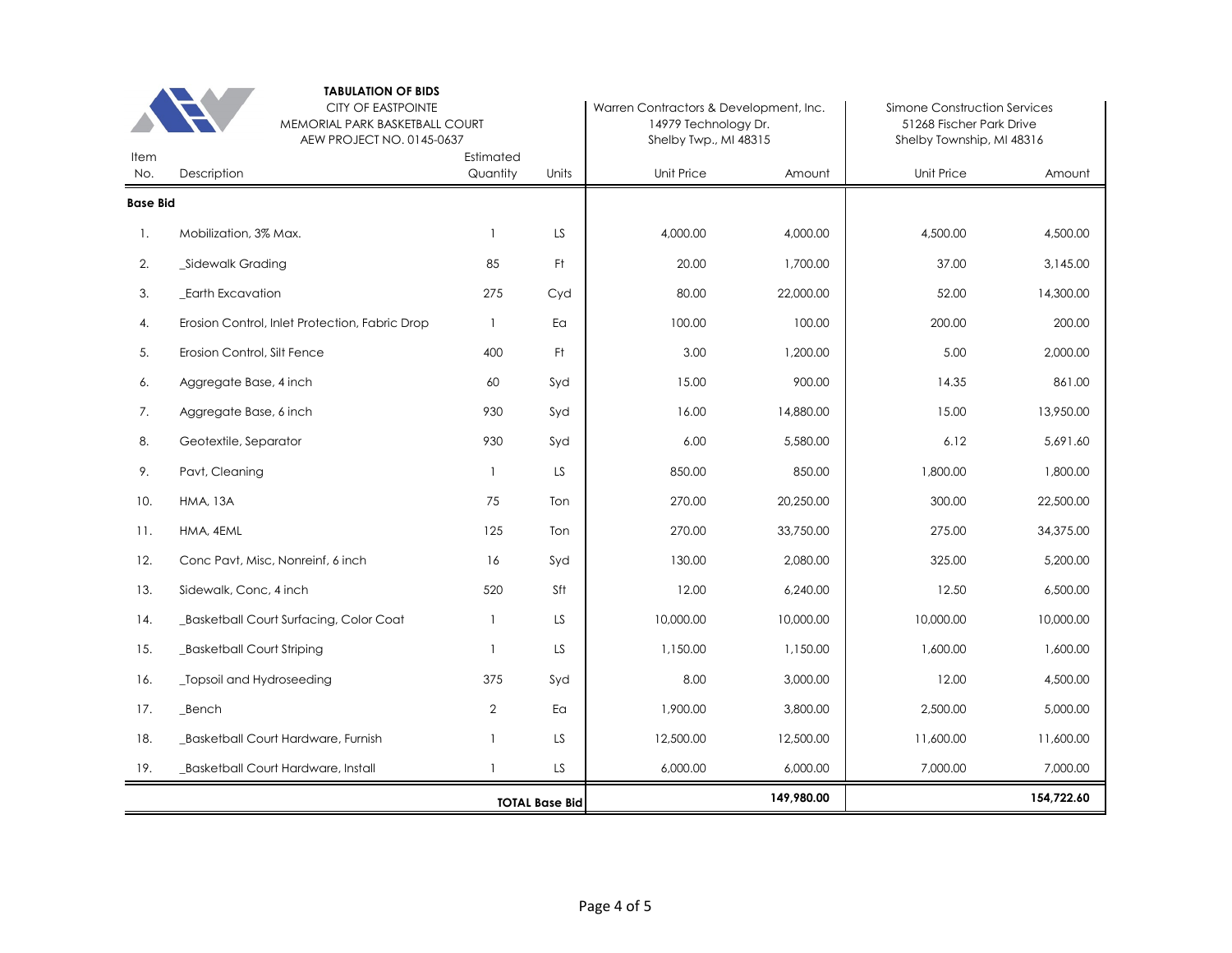**TABULATION OF BIDS**

CITY OF EASTPOINTE
MEMORIAL PARK BASKETBALL COURT
AEW PROJECT NO. 0145-0637

| | | | | Warren Contractors & Development, Inc. 14979 Technology Dr. Shelby Twp., MI 48315 | | Simone Construction Services 51268 Fischer Park Drive Shelby Township, MI 48316 | |
|---|---|---|---|---|---|---|---|
| Item No. | Description | Estimated Quantity | Units | Unit Price | Amount | Unit Price | Amount |
| **Base Bid** | | | | | | | |
| 1. | Mobilization, 3% Max. | 1 | LS | 4,000.00 | 4,000.00 | 4,500.00 | 4,500.00 |
| 2. | _Sidewalk Grading | 85 | Ft | 20.00 | 1,700.00 | 37.00 | 3,145.00 |
| 3. | _Earth Excavation | 275 | Cyd | 80.00 | 22,000.00 | 52.00 | 14,300.00 |
| 4. | Erosion Control, Inlet Protection, Fabric Drop | 1 | Ea | 100.00 | 100.00 | 200.00 | 200.00 |
| 5. | Erosion Control, Silt Fence | 400 | Ft | 3.00 | 1,200.00 | 5.00 | 2,000.00 |
| 6. | Aggregate Base, 4 inch | 60 | Syd | 15.00 | 900.00 | 14.35 | 861.00 |
| 7. | Aggregate Base, 6 inch | 930 | Syd | 16.00 | 14,880.00 | 15.00 | 13,950.00 |
| 8. | Geotextile, Separator | 930 | Syd | 6.00 | 5,580.00 | 6.12 | 5,691.60 |
| 9. | Pavt, Cleaning | 1 | LS | 850.00 | 850.00 | 1,800.00 | 1,800.00 |
| 10. | HMA, 13A | 75 | Ton | 270.00 | 20,250.00 | 300.00 | 22,500.00 |
| 11. | HMA, 4EML | 125 | Ton | 270.00 | 33,750.00 | 275.00 | 34,375.00 |
| 12. | Conc Pavt, Misc, Nonreinf, 6 inch | 16 | Syd | 130.00 | 2,080.00 | 325.00 | 5,200.00 |
| 13. | Sidewalk, Conc, 4 inch | 520 | Sft | 12.00 | 6,240.00 | 12.50 | 6,500.00 |
| 14. | _Basketball Court Surfacing, Color Coat | 1 | LS | 10,000.00 | 10,000.00 | 10,000.00 | 10,000.00 |
| 15. | _Basketball Court Striping | 1 | LS | 1,150.00 | 1,150.00 | 1,600.00 | 1,600.00 |
| 16. | _Topsoil and Hydroseeding | 375 | Syd | 8.00 | 3,000.00 | 12.00 | 4,500.00 |
| 17. | _Bench | 2 | Ea | 1,900.00 | 3,800.00 | 2,500.00 | 5,000.00 |
| 18. | _Basketball Court Hardware, Furnish | 1 | LS | 12,500.00 | 12,500.00 | 11,600.00 | 11,600.00 |
| 19. | _Basketball Court Hardware, Install | 1 | LS | 6,000.00 | 6,000.00 | 7,000.00 | 7,000.00 |
| | | | **TOTAL Base Bid** | | **149,980.00** | | **154,722.60** |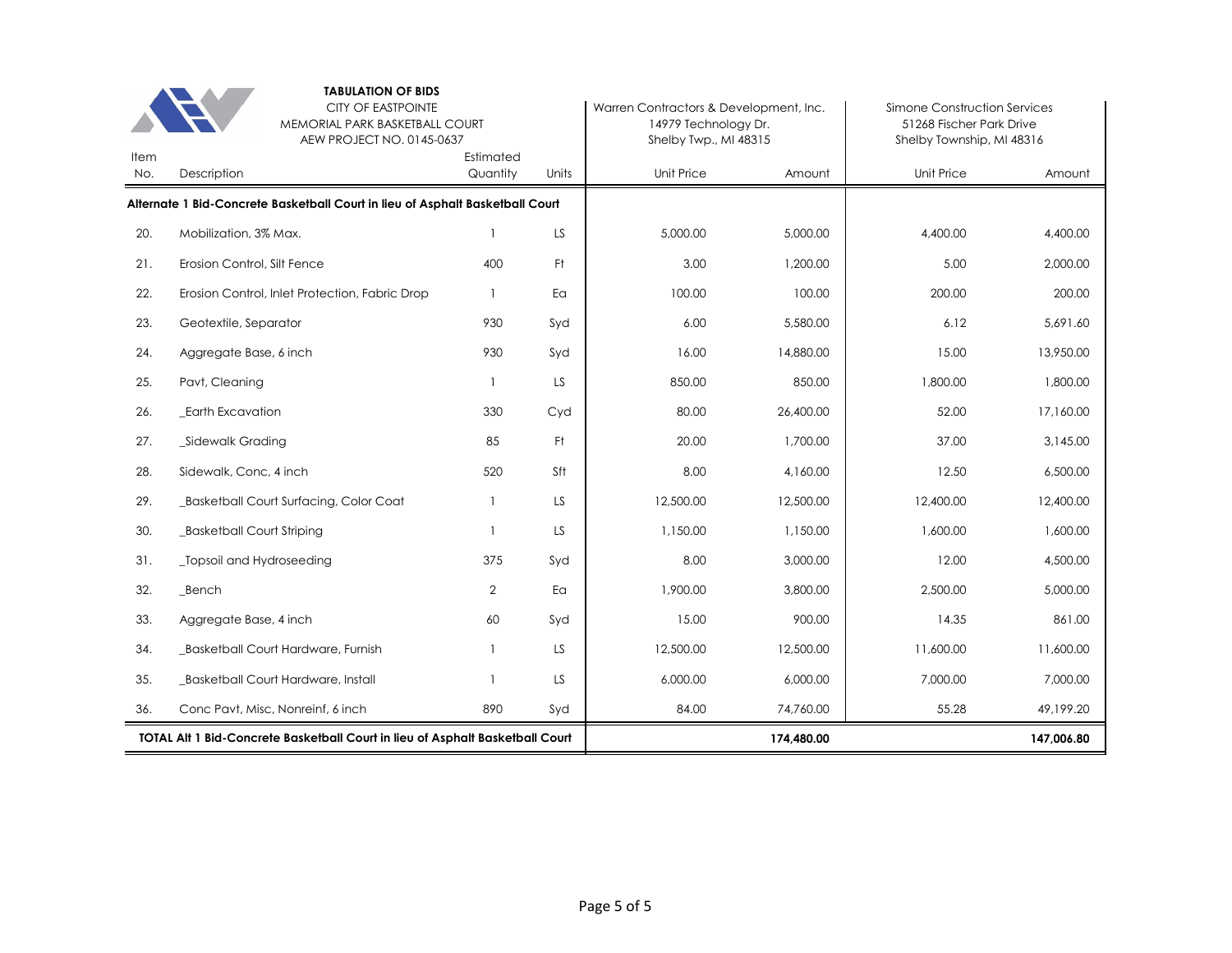**TABULATION OF BIDS**
CITY OF EASTPOINTE
MEMORIAL PARK BASKETBALL COURT
AEW PROJECT NO. 0145-0637

| Item No. | Description | Estimated Quantity | Units | Warren Contractors & Development, Inc. 14979 Technology Dr. Shelby Twp., MI 48315 Unit Price | Amount | Simone Construction Services 51268 Fischer Park Drive Shelby Township, MI 48316 Unit Price | Amount |
|---|---|---|---|---|---|---|---|
| **Alternate 1 Bid-Concrete Basketball Court in lieu of Asphalt Basketball Court** | | | | | | | |
| 20. | Mobilization, 3% Max. | 1 | LS | 5,000.00 | 5,000.00 | 4,400.00 | 4,400.00 |
| 21. | Erosion Control, Silt Fence | 400 | Ft | 3.00 | 1,200.00 | 5.00 | 2,000.00 |
| 22. | Erosion Control, Inlet Protection, Fabric Drop | 1 | Ea | 100.00 | 100.00 | 200.00 | 200.00 |
| 23. | Geotextile, Separator | 930 | Syd | 6.00 | 5,580.00 | 6.12 | 5,691.60 |
| 24. | Aggregate Base, 6 inch | 930 | Syd | 16.00 | 14,880.00 | 15.00 | 13,950.00 |
| 25. | Pavt, Cleaning | 1 | LS | 850.00 | 850.00 | 1,800.00 | 1,800.00 |
| 26. | _Earth Excavation | 330 | Cyd | 80.00 | 26,400.00 | 52.00 | 17,160.00 |
| 27. | _Sidewalk Grading | 85 | Ft | 20.00 | 1,700.00 | 37.00 | 3,145.00 |
| 28. | Sidewalk, Conc, 4 inch | 520 | Sft | 8.00 | 4,160.00 | 12.50 | 6,500.00 |
| 29. | _Basketball Court Surfacing, Color Coat | 1 | LS | 12,500.00 | 12,500.00 | 12,400.00 | 12,400.00 |
| 30. | _Basketball Court Striping | 1 | LS | 1,150.00 | 1,150.00 | 1,600.00 | 1,600.00 |
| 31. | _Topsoil and Hydroseeding | 375 | Syd | 8.00 | 3,000.00 | 12.00 | 4,500.00 |
| 32. | _Bench | 2 | Ea | 1,900.00 | 3,800.00 | 2,500.00 | 5,000.00 |
| 33. | Aggregate Base, 4 inch | 60 | Syd | 15.00 | 900.00 | 14.35 | 861.00 |
| 34. | _Basketball Court Hardware, Furnish | 1 | LS | 12,500.00 | 12,500.00 | 11,600.00 | 11,600.00 |
| 35. | _Basketball Court Hardware, Install | 1 | LS | 6,000.00 | 6,000.00 | 7,000.00 | 7,000.00 |
| 36. | Conc Pavt, Misc, Nonreinf, 6 inch | 890 | Syd | 84.00 | 74,760.00 | 55.28 | 49,199.20 |
| **TOTAL Alt 1 Bid-Concrete Basketball Court in lieu of Asphalt Basketball Court** | | | | | **174,480.00** | | **147,006.80** |